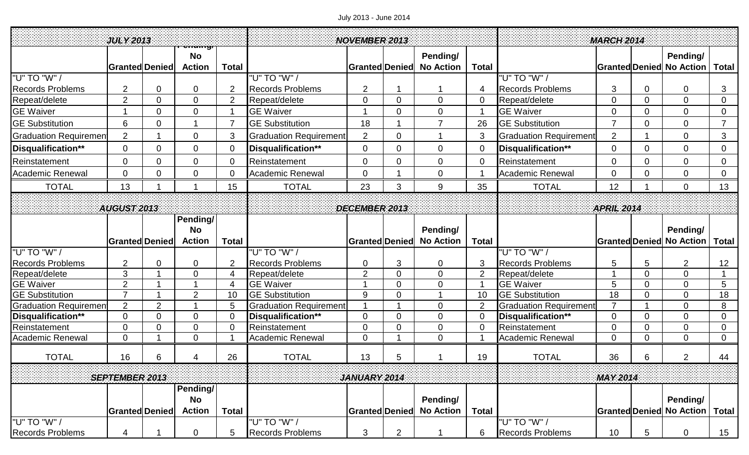July 2013 - June 2014

| JULY 2013 | | | | |
|---|---|---|---|---|
| | Granted | Denied | Pending/ No Action | Total |
| "U" TO "W" / Records Problems | 2 | 0 | 0 | 2 |
| Repeat/delete | 2 | 0 | 0 | 2 |
| GE Waiver | 1 | 0 | 0 | 1 |
| GE Substitution | 6 | 0 | 1 | 7 |
| Graduation Requiremen | 2 | 1 | 0 | 3 |
| **Disqualification**** | 0 | 0 | 0 | 0 |
| Reinstatement | 0 | 0 | 0 | 0 |
| Academic Renewal | 0 | 0 | 0 | 0 |
| TOTAL | 13 | 1 | 1 | 15 |

| NOVEMBER 2013 | | | | |
|---|---|---|---|---|
| | Granted | Denied | Pending/ No Action | Total |
| "U" TO "W" / Records Problems | 2 | 1 | 1 | 4 |
| Repeat/delete | 0 | 0 | 0 | 0 |
| GE Waiver | 1 | 0 | 0 | 1 |
| GE Substitution | 18 | 1 | 7 | 26 |
| Graduation Requirement | 2 | 0 | 1 | 3 |
| **Disqualification**** | 0 | 0 | 0 | 0 |
| Reinstatement | 0 | 0 | 0 | 0 |
| Academic Renewal | 0 | 1 | 0 | 1 |
| TOTAL | 23 | 3 | 9 | 35 |

| MARCH 2014 | | | | |
|---|---|---|---|---|
| | Granted | Denied | Pending/ No Action | Total |
| "U" TO "W" / Records Problems | 3 | 0 | 0 | 3 |
| Repeat/delete | 0 | 0 | 0 | 0 |
| GE Waiver | 0 | 0 | 0 | 0 |
| GE Substitution | 7 | 0 | 0 | 7 |
| Graduation Requirement | 2 | 1 | 0 | 3 |
| **Disqualification**** | 0 | 0 | 0 | 0 |
| Reinstatement | 0 | 0 | 0 | 0 |
| Academic Renewal | 0 | 0 | 0 | 0 |
| TOTAL | 12 | 1 | 0 | 13 |

| AUGUST 2013 | | | | |
|---|---|---|---|---|
| | Granted | Denied | Pending/ No Action | Total |
| "U" TO "W" / Records Problems | 2 | 0 | 0 | 2 |
| Repeat/delete | 3 | 1 | 0 | 4 |
| GE Waiver | 2 | 1 | 1 | 4 |
| GE Substitution | 7 | 1 | 2 | 10 |
| Graduation Requiremen | 2 | 2 | 1 | 5 |
| **Disqualification**** | 0 | 0 | 0 | 0 |
| Reinstatement | 0 | 0 | 0 | 0 |
| Academic Renewal | 0 | 1 | 0 | 1 |
| TOTAL | 16 | 6 | 4 | 26 |

| DECEMBER 2013 | | | | |
|---|---|---|---|---|
| | Granted | Denied | Pending/ No Action | Total |
| "U" TO "W" / Records Problems | 0 | 3 | 0 | 3 |
| Repeat/delete | 2 | 0 | 0 | 2 |
| GE Waiver | 1 | 0 | 0 | 1 |
| GE Substitution | 9 | 0 | 1 | 10 |
| Graduation Requirement | 1 | 1 | 0 | 2 |
| **Disqualification**** | 0 | 0 | 0 | 0 |
| Reinstatement | 0 | 0 | 0 | 0 |
| Academic Renewal | 0 | 1 | 0 | 1 |
| TOTAL | 13 | 5 | 1 | 19 |

| APRIL 2014 | | | | |
|---|---|---|---|---|
| | Granted | Denied | Pending/ No Action | Total |
| "U" TO "W" / Records Problems | 5 | 5 | 2 | 12 |
| Repeat/delete | 1 | 0 | 0 | 1 |
| GE Waiver | 5 | 0 | 0 | 5 |
| GE Substitution | 18 | 0 | 0 | 18 |
| Graduation Requirement | 7 | 1 | 0 | 8 |
| **Disqualification**** | 0 | 0 | 0 | 0 |
| Reinstatement | 0 | 0 | 0 | 0 |
| Academic Renewal | 0 | 0 | 0 | 0 |
| TOTAL | 36 | 6 | 2 | 44 |

| SEPTEMBER 2013 | | | | |
|---|---|---|---|---|
| | Granted | Denied | Pending/ No Action | Total |
| "U" TO "W" / Records Problems | 4 | 1 | 0 | 5 |

| JANUARY 2014 | | | | |
|---|---|---|---|---|
| | Granted | Denied | Pending/ No Action | Total |
| "U" TO "W" / Records Problems | 3 | 2 | 1 | 6 |

| MAY 2014 | | | | |
|---|---|---|---|---|
| | Granted | Denied | Pending/ No Action | Total |
| "U" TO "W" / Records Problems | 10 | 5 | 0 | 15 |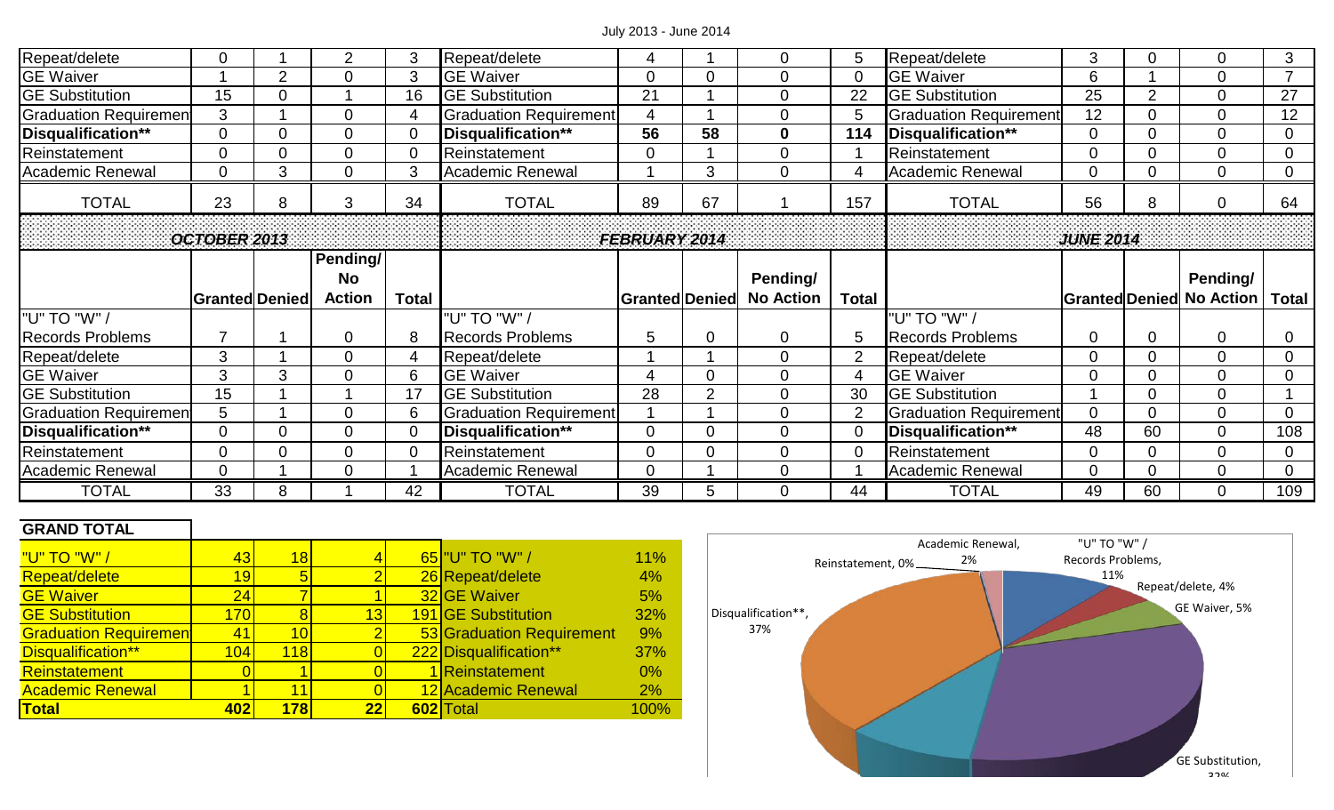July 2013 - June 2014

| | | | | | | | | | | | | | | |
|---|---|---|---|---|---|---|---|---|---|---|---|---|---|---|
| Repeat/delete | 0 | 1 | 2 | 3 | Repeat/delete | 4 | 1 | 0 | 5 | Repeat/delete | 3 | 0 | 0 | 3 |
| GE Waiver | 1 | 2 | 0 | 3 | GE Waiver | 0 | 0 | 0 | 0 | GE Waiver | 6 | 1 | 0 | 7 |
| GE Substitution | 15 | 0 | 1 | 16 | GE Substitution | 21 | 1 | 0 | 22 | GE Substitution | 25 | 2 | 0 | 27 |
| Graduation Requiremen | 3 | 1 | 0 | 4 | Graduation Requirement | 4 | 1 | 0 | 5 | Graduation Requirement | 12 | 0 | 0 | 12 |
| **Disqualification** ** | 0 | 0 | 0 | 0 | **Disqualification** ** | **56** | **58** | **0** | **114** | **Disqualification** ** | 0 | 0 | 0 | 0 |
| Reinstatement | 0 | 0 | 0 | 0 | Reinstatement | 0 | 1 | 0 | 1 | Reinstatement | 0 | 0 | 0 | 0 |
| Academic Renewal | 0 | 3 | 0 | 3 | Academic Renewal | 1 | 3 | 0 | 4 | Academic Renewal | 0 | 0 | 0 | 0 |
| TOTAL | 23 | 8 | 3 | 34 | TOTAL | 89 | 67 | 1 | 157 | TOTAL | 56 | 8 | 0 | 64 |

| *OCTOBER 2013* | | | | | *FEBRUARY 2014* | | | | | *JUNE 2014* | | | | |
|---|---|---|---|---|---|---|---|---|---|---|---|---|---|---|
| | **Granted** | **Denied** | **Pending/ No Action** | **Total** | | **Granted** | **Denied** | **Pending/ No Action** | **Total** | | **Granted** | **Denied** | **Pending/ No Action** | **Total** |
| "U" TO "W" / Records Problems | 7 | 1 | 0 | 8 | "U" TO "W" / Records Problems | 5 | 0 | 0 | 5 | "U" TO "W" / Records Problems | 0 | 0 | 0 | 0 |
| Repeat/delete | 3 | 1 | 0 | 4 | Repeat/delete | 1 | 1 | 0 | 2 | Repeat/delete | 0 | 0 | 0 | 0 |
| GE Waiver | 3 | 3 | 0 | 6 | GE Waiver | 4 | 0 | 0 | 4 | GE Waiver | 0 | 0 | 0 | 0 |
| GE Substitution | 15 | 1 | 1 | 17 | GE Substitution | 28 | 2 | 0 | 30 | GE Substitution | 1 | 0 | 0 | 1 |
| Graduation Requiremen | 5 | 1 | 0 | 6 | Graduation Requirement | 1 | 1 | 0 | 2 | Graduation Requirement | 0 | 0 | 0 | 0 |
| **Disqualification** ** | 0 | 0 | 0 | 0 | **Disqualification** ** | 0 | 0 | 0 | 0 | **Disqualification** ** | 48 | 60 | 0 | 108 |
| Reinstatement | 0 | 0 | 0 | 0 | Reinstatement | 0 | 0 | 0 | 0 | Reinstatement | 0 | 0 | 0 | 0 |
| Academic Renewal | 0 | 1 | 0 | 1 | Academic Renewal | 0 | 1 | 0 | 1 | Academic Renewal | 0 | 0 | 0 | 0 |
| TOTAL | 33 | 8 | 1 | 42 | TOTAL | 39 | 5 | 0 | 44 | TOTAL | 49 | 60 | 0 | 109 |

| **GRAND TOTAL** | | | | | | |
|---|---|---|---|---|---|---|
| "U" TO "W" / | 43 | 18 | 4 | 65 | "U" TO "W" / | 11% |
| Repeat/delete | 19 | 5 | 2 | 26 | Repeat/delete | 4% |
| GE Waiver | 24 | 7 | 1 | 32 | GE Waiver | 5% |
| GE Substitution | 170 | 8 | 13 | 191 | GE Substitution | 32% |
| Graduation Requiremen | 41 | 10 | 2 | 53 | Graduation Requirement | 9% |
| Disqualification** | 104 | 118 | 0 | 222 | Disqualification** | 37% |
| Reinstatement | 0 | 1 | 0 | 1 | Reinstatement | 0% |
| Academic Renewal | 1 | 11 | 0 | 12 | Academic Renewal | 2% |
| **Total** | **402** | **178** | **22** | **602** | Total | 100% |

Academic Renewal, 2%
Reinstatement, 0%
"U" TO "W" / Records Problems, 11%
Repeat/delete, 4%
GE Waiver, 5%
Disqualification**, 37%
GE Substitution, 32%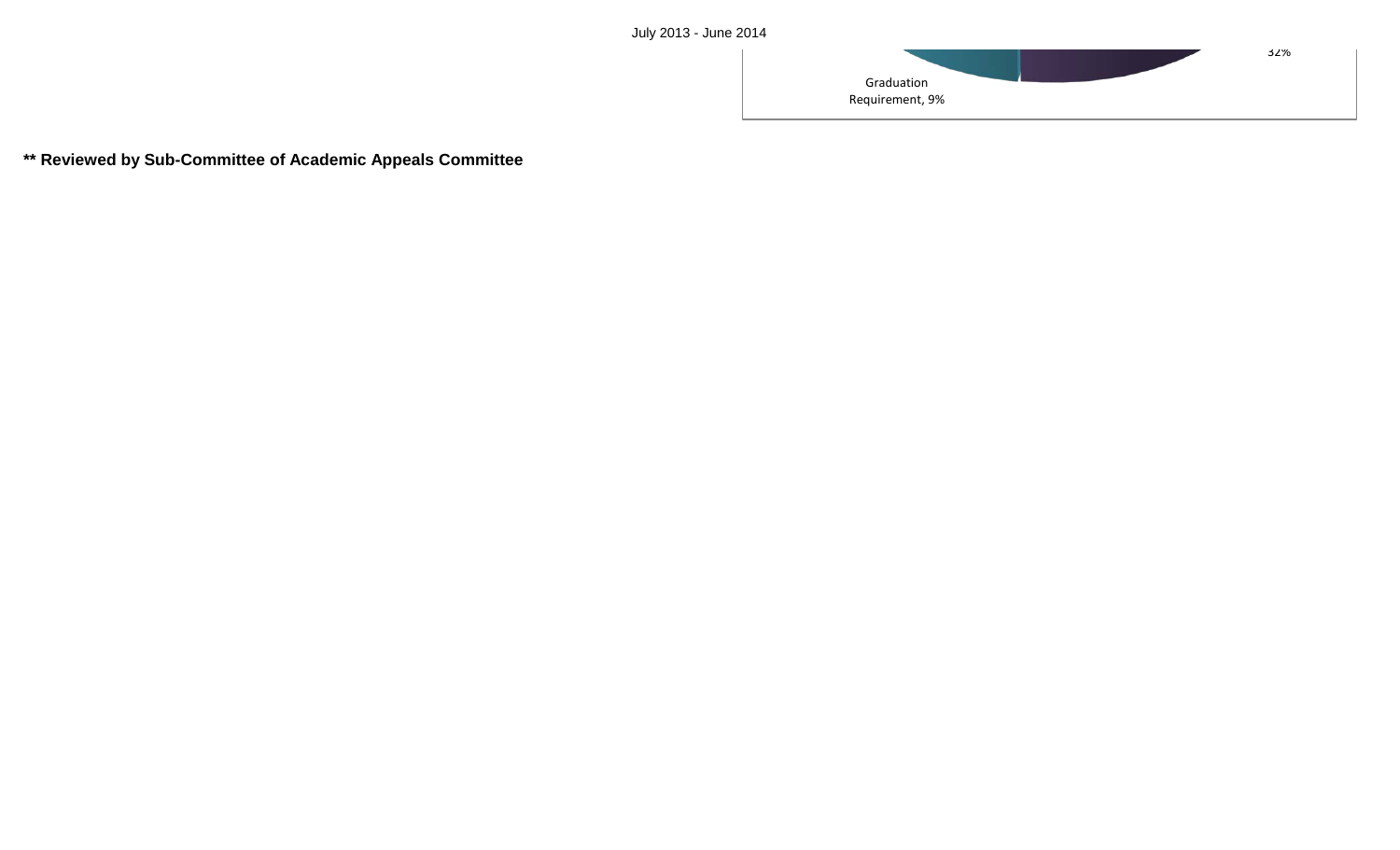July 2013 - June 2014

32%

Graduation Requirement, 9%

**** Reviewed by Sub-Committee of Academic Appeals Committee**